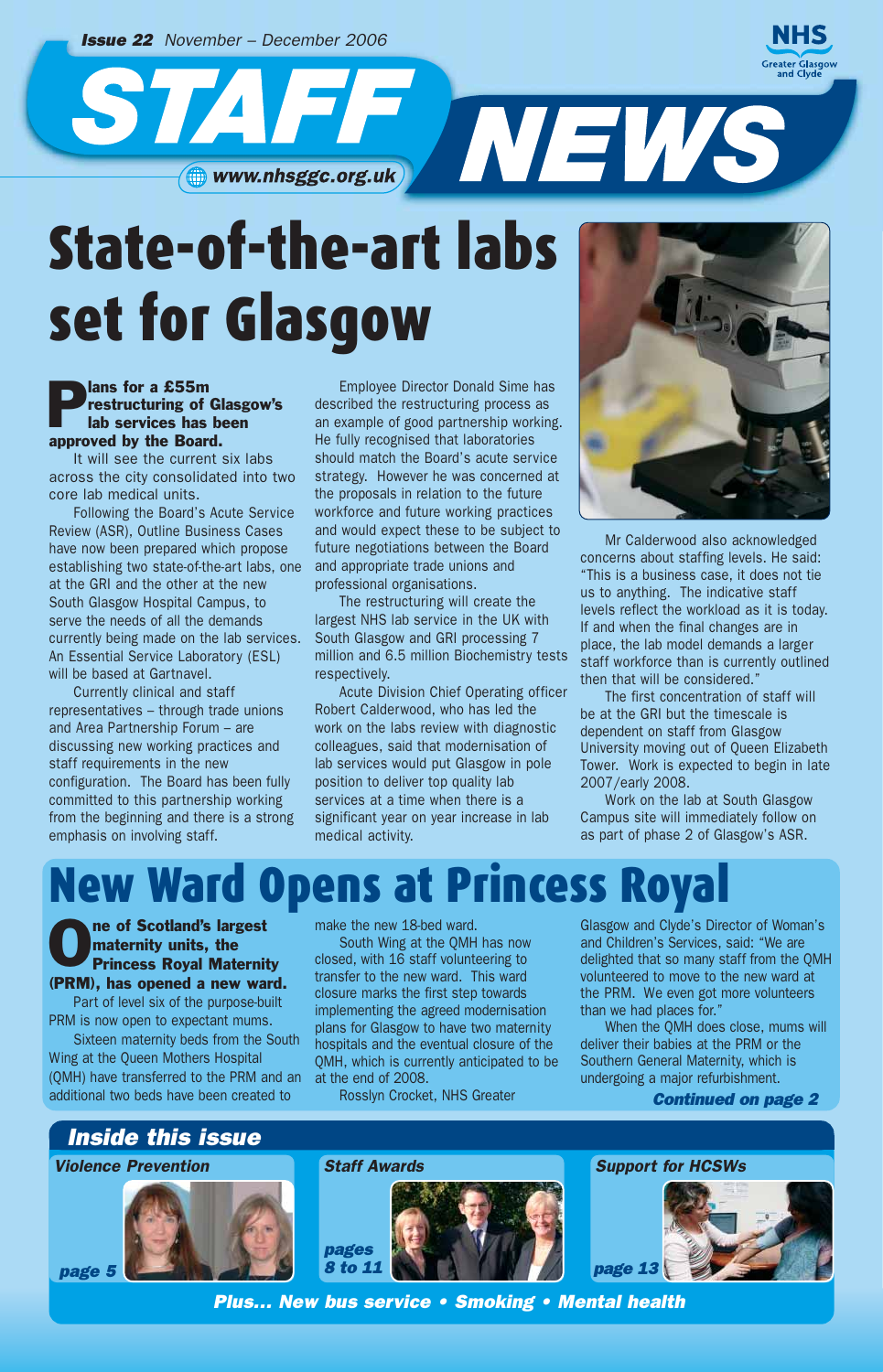**Issue 22** November – December 2006

# STAFF NEWS

www.nhsggc.org.uk

NHS Greater Glasgow and Clyde

# State-of-the-art labs set for Glasgow

**Plans for a £55m restructuring of Glasgow's lab services has been approved by the Board.**

It will see the current six labs across the city consolidated into two core lab medical units.

Following the Board's Acute Service Review (ASR), Outline Business Cases have now been prepared which propose establishing two state-of-the-art labs, one at the GRI and the other at the new South Glasgow Hospital Campus, to serve the needs of all the demands currently being made on the lab services. An Essential Service Laboratory (ESL) will be based at Gartnavel.

Currently clinical and staff representatives – through trade unions and Area Partnership Forum – are discussing new working practices and staff requirements in the new configuration. The Board has been fully committed to this partnership working from the beginning and there is a strong emphasis on involving staff.

Employee Director Donald Sime has described the restructuring process as an example of good partnership working. He fully recognised that laboratories should match the Board's acute service strategy. However he was concerned at the proposals in relation to the future workforce and future working practices and would expect these to be subject to future negotiations between the Board and appropriate trade unions and professional organisations.

The restructuring will create the largest NHS lab service in the UK with South Glasgow and GRI processing 7 million and 6.5 million Biochemistry tests respectively.

Acute Division Chief Operating officer Robert Calderwood, who has led the work on the labs review with diagnostic colleagues, said that modernisation of lab services would put Glasgow in pole position to deliver top quality lab services at a time when there is a significant year on year increase in lab medical activity.

Mr Calderwood also acknowledged concerns about staffing levels. He said: "This is a business case, it does not tie us to anything. The indicative staff levels reflect the workload as it is today. If and when the final changes are in place, the lab model demands a larger staff workforce than is currently outlined then that will be considered."

The first concentration of staff will be at the GRI but the timescale is dependent on staff from Glasgow University moving out of Queen Elizabeth Tower. Work is expected to begin in late 2007/early 2008.

Work on the lab at South Glasgow Campus site will immediately follow on as part of phase 2 of Glasgow's ASR.

# New Ward Opens at Princess Royal

**One of Scotland's largest maternity units, the Princess Royal Maternity (PRM), has opened a new ward.**

Part of level six of the purpose-built PRM is now open to expectant mums.

Sixteen maternity beds from the South Wing at the Queen Mothers Hospital (QMH) have transferred to the PRM and an additional two beds have been created to make the new 18-bed ward.

South Wing at the QMH has now closed, with 16 staff volunteering to transfer to the new ward. This ward closure marks the first step towards implementing the agreed modernisation plans for Glasgow to have two maternity hospitals and the eventual closure of the QMH, which is currently anticipated to be at the end of 2008.

Rosslyn Crocket, NHS Greater Glasgow and Clyde's Director of Woman's and Children's Services, said: "We are delighted that so many staff from the QMH volunteered to move to the new ward at the PRM. We even got more volunteers than we had places for."

When the QMH does close, mums will deliver their babies at the PRM or the Southern General Maternity, which is undergoing a major refurbishment.

***Continued on page 2***

## Inside this issue

- *Violence Prevention* – *page 5*
- *Staff Awards* – *pages 8 to 11*
- *Support for HCSWs* – *page 13*

***Plus... New bus service • Smoking • Mental health***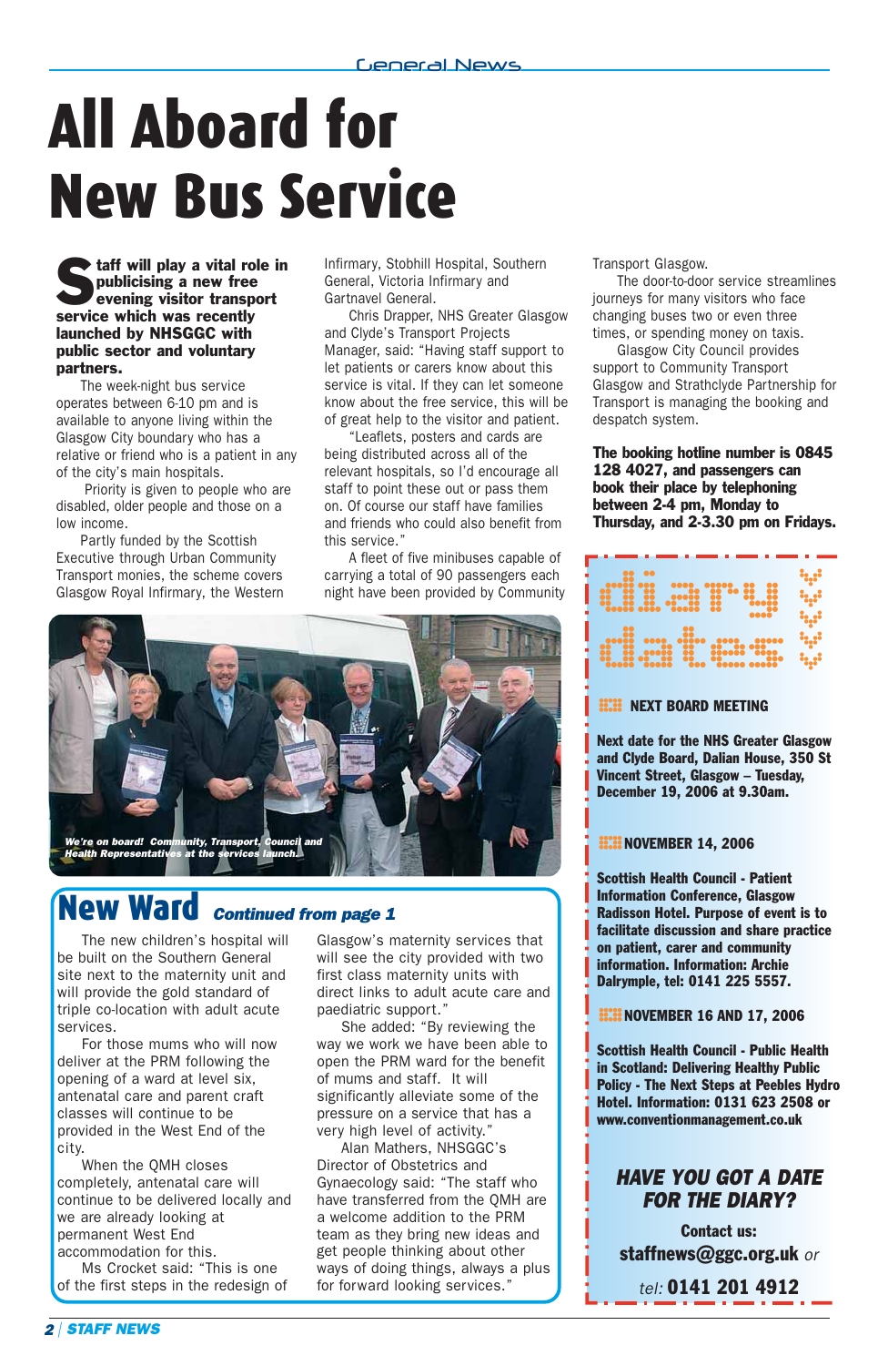# All Aboard for New Bus Service

**Staff will play a vital role in publicising a new free evening visitor transport service which was recently launched by NHSGGC with public sector and voluntary partners.**

The week-night bus service operates between 6-10 pm and is available to anyone living within the Glasgow City boundary who has a relative or friend who is a patient in any of the city's main hospitals.

Priority is given to people who are disabled, older people and those on a low income.

Partly funded by the Scottish Executive through Urban Community Transport monies, the scheme covers Glasgow Royal Infirmary, the Western Infirmary, Stobhill Hospital, Southern General, Victoria Infirmary and Gartnavel General.

Chris Drapper, NHS Greater Glasgow and Clyde's Transport Projects Manager, said: "Having staff support to let patients or carers know about this service is vital. If they can let someone know about the free service, this will be of great help to the visitor and patient.

"Leaflets, posters and cards are being distributed across all of the relevant hospitals, so I'd encourage all staff to point these out or pass them on. Of course our staff have families and friends who could also benefit from this service."

A fleet of five minibuses capable of carrying a total of 90 passengers each night have been provided by Community Transport Glasgow.

The door-to-door service streamlines journeys for many visitors who face changing buses two or even three times, or spending money on taxis.

Glasgow City Council provides support to Community Transport Glasgow and Strathclyde Partnership for Transport is managing the booking and despatch system.

**The booking hotline number is 0845 128 4027, and passengers can book their place by telephoning between 2-4 pm, Monday to Thursday, and 2-3.30 pm on Fridays.**

*We're on board! Community, Transport, Council and Health Representatives at the services launch.*

## New Ward *Continued from page 1*

The new children's hospital will be built on the Southern General site next to the maternity unit and will provide the gold standard of triple co-location with adult acute services.

For those mums who will now deliver at the PRM following the opening of a ward at level six, antenatal care and parent craft classes will continue to be provided in the West End of the city.

When the QMH closes completely, antenatal care will continue to be delivered locally and we are already looking at permanent West End accommodation for this.

Ms Crocket said: "This is one of the first steps in the redesign of Glasgow's maternity services that will see the city provided with two first class maternity units with direct links to adult acute care and paediatric support."

She added: "By reviewing the way we work we have been able to open the PRM ward for the benefit of mums and staff. It will significantly alleviate some of the pressure on a service that has a very high level of activity."

Alan Mathers, NHSGGC's Director of Obstetrics and Gynaecology said: "The staff who have transferred from the QMH are a welcome addition to the PRM team as they bring new ideas and get people thinking about other ways of doing things, always a plus for forward looking services."

## diary dates

### NEXT BOARD MEETING

**Next date for the NHS Greater Glasgow and Clyde Board, Dalian House, 350 St Vincent Street, Glasgow – Tuesday, December 19, 2006 at 9.30am.**

### NOVEMBER 14, 2006

**Scottish Health Council - Patient Information Conference, Glasgow Radisson Hotel. Purpose of event is to facilitate discussion and share practice on patient, carer and community information. Information: Archie Dalrymple, tel: 0141 225 5557.**

### NOVEMBER 16 AND 17, 2006

**Scottish Health Council - Public Health in Scotland: Delivering Healthy Public Policy - The Next Steps at Peebles Hydro Hotel. Information: 0131 623 2508 or www.conventionmanagement.co.uk**

***HAVE YOU GOT A DATE FOR THE DIARY?***

**Contact us:**
**staffnews@ggc.org.uk** *or*
*tel:* **0141 201 4912**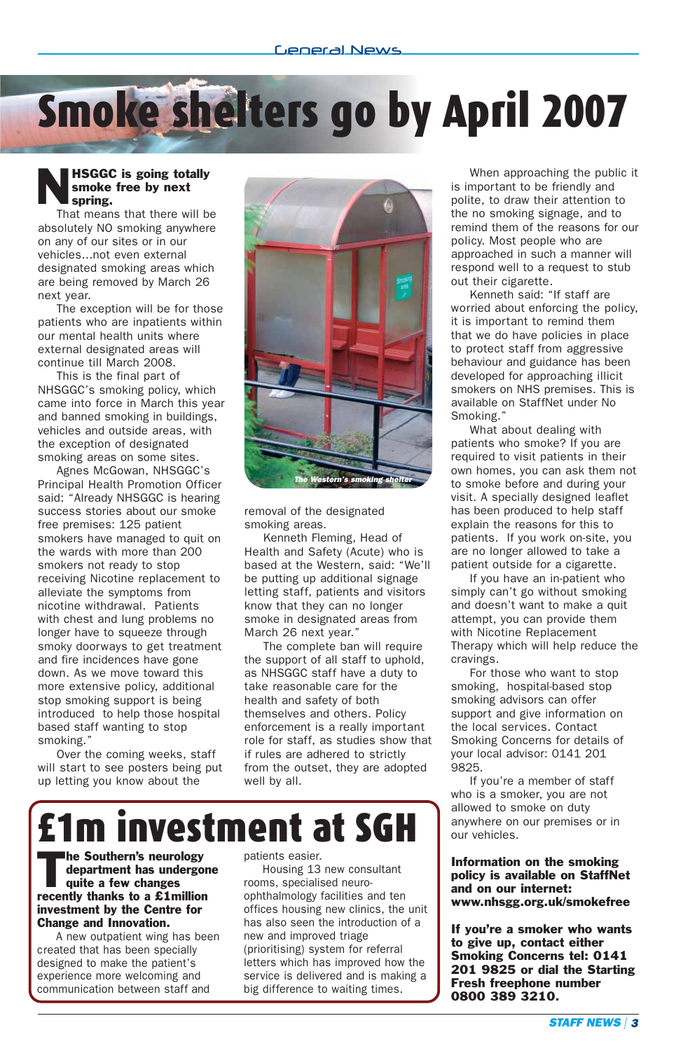# Smoke shelters go by April 2007

**NHSGGC is going totally smoke free by next spring.**

That means that there will be absolutely NO smoking anywhere on any of our sites or in our vehicles...not even external designated smoking areas which are being removed by March 26 next year.

The exception will be for those patients who are inpatients within our mental health units where external designated areas will continue till March 2008.

This is the final part of NHSGGC's smoking policy, which came into force in March this year and banned smoking in buildings, vehicles and outside areas, with the exception of designated smoking areas on some sites.

Agnes McGowan, NHSGGC's Principal Health Promotion Officer said: "Already NHSGGC is hearing success stories about our smoke free premises: 125 patient smokers have managed to quit on the wards with more than 200 smokers not ready to stop receiving Nicotine replacement to alleviate the symptoms from nicotine withdrawal. Patients with chest and lung problems no longer have to squeeze through smoky doorways to get treatment and fire incidences have gone down. As we move toward this more extensive policy, additional stop smoking support is being introduced to help those hospital based staff wanting to stop smoking."

Over the coming weeks, staff will start to see posters being put up letting you know about the removal of the designated smoking areas.

*The Western's smoking shelter*

Kenneth Fleming, Head of Health and Safety (Acute) who is based at the Western, said: "We'll be putting up additional signage letting staff, patients and visitors know that they can no longer smoke in designated areas from March 26 next year."

The complete ban will require the support of all staff to uphold, as NHSGGC staff have a duty to take reasonable care for the health and safety of both themselves and others. Policy enforcement is a really important role for staff, as studies show that if rules are adhered to strictly from the outset, they are adopted well by all.

When approaching the public it is important to be friendly and polite, to draw their attention to the no smoking signage, and to remind them of the reasons for our policy. Most people who are approached in such a manner will respond well to a request to stub out their cigarette.

Kenneth said: "If staff are worried about enforcing the policy, it is important to remind them that we do have policies in place to protect staff from aggressive behaviour and guidance has been developed for approaching illicit smokers on NHS premises. This is available on StaffNet under No Smoking."

What about dealing with patients who smoke? If you are required to visit patients in their own homes, you can ask them not to smoke before and during your visit. A specially designed leaflet has been produced to help staff explain the reasons for this to patients. If you work on-site, you are no longer allowed to take a patient outside for a cigarette.

If you have an in-patient who simply can't go without smoking and doesn't want to make a quit attempt, you can provide them with Nicotine Replacement Therapy which will help reduce the cravings.

For those who want to stop smoking, hospital-based stop smoking advisors can offer support and give information on the local services. Contact Smoking Concerns for details of your local advisor: 0141 201 9825.

If you're a member of staff who is a smoker, you are not allowed to smoke on duty anywhere on our premises or in our vehicles.

**Information on the smoking policy is available on StaffNet and on our internet: www.nhsgg.org.uk/smokefree**

**If you're a smoker who wants to give up, contact either Smoking Concerns tel: 0141 201 9825 or dial the Starting Fresh freephone number 0800 389 3210.**

# £1m investment at SGH

**The Southern's neurology department has undergone quite a few changes recently thanks to a £1million investment by the Centre for Change and Innovation.**

A new outpatient wing has been created that has been specially designed to make the patient's experience more welcoming and communication between staff and patients easier.

Housing 13 new consultant rooms, specialised neuro-ophthalmology facilities and ten offices housing new clinics, the unit has also seen the introduction of a new and improved triage (prioritising) system for referral letters which has improved how the service is delivered and is making a big difference to waiting times.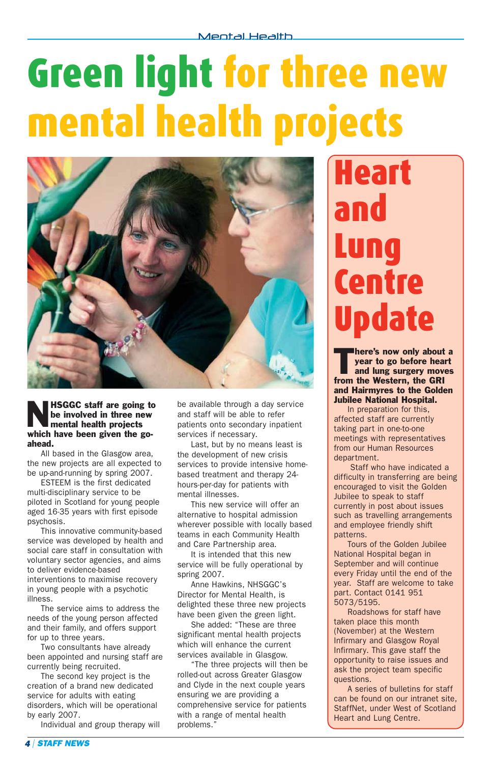# Green light for three new mental health projects

**NHSGGC staff are going to be involved in three new mental health projects which have been given the go-ahead.**

All based in the Glasgow area, the new projects are all expected to be up-and-running by spring 2007.

ESTEEM is the first dedicated multi-disciplinary service to be piloted in Scotland for young people aged 16-35 years with first episode psychosis.

This innovative community-based service was developed by health and social care staff in consultation with voluntary sector agencies, and aims to deliver evidence-based interventions to maximise recovery in young people with a psychotic illness.

The service aims to address the needs of the young person affected and their family, and offers support for up to three years.

Two consultants have already been appointed and nursing staff are currently being recruited.

The second key project is the creation of a brand new dedicated service for adults with eating disorders, which will be operational by early 2007.

Individual and group therapy will be available through a day service and staff will be able to refer patients onto secondary inpatient services if necessary.

Last, but by no means least is the development of new crisis services to provide intensive home-based treatment and therapy 24-hours-per-day for patients with mental illnesses.

This new service will offer an alternative to hospital admission wherever possible with locally based teams in each Community Health and Care Partnership area.

It is intended that this new service will be fully operational by spring 2007.

Anne Hawkins, NHSGGC's Director for Mental Health, is delighted these three new projects have been given the green light.

She added: "These are three significant mental health projects which will enhance the current services available in Glasgow.

"The three projects will then be rolled-out across Greater Glasgow and Clyde in the next couple years ensuring we are providing a comprehensive service for patients with a range of mental health problems."

## Heart and Lung Centre Update

**There's now only about a year to go before heart and lung surgery moves from the Western, the GRI and Hairmyres to the Golden Jubilee National Hospital.**

In preparation for this, affected staff are currently taking part in one-to-one meetings with representatives from our Human Resources department.

Staff who have indicated a difficulty in transferring are being encouraged to visit the Golden Jubilee to speak to staff currently in post about issues such as travelling arrangements and employee friendly shift patterns.

Tours of the Golden Jubilee National Hospital began in September and will continue every Friday until the end of the year. Staff are welcome to take part. Contact 0141 951 5073/5195.

Roadshows for staff have taken place this month (November) at the Western Infirmary and Glasgow Royal Infirmary. This gave staff the opportunity to raise issues and ask the project team specific questions.

A series of bulletins for staff can be found on our intranet site, StaffNet, under West of Scotland Heart and Lung Centre.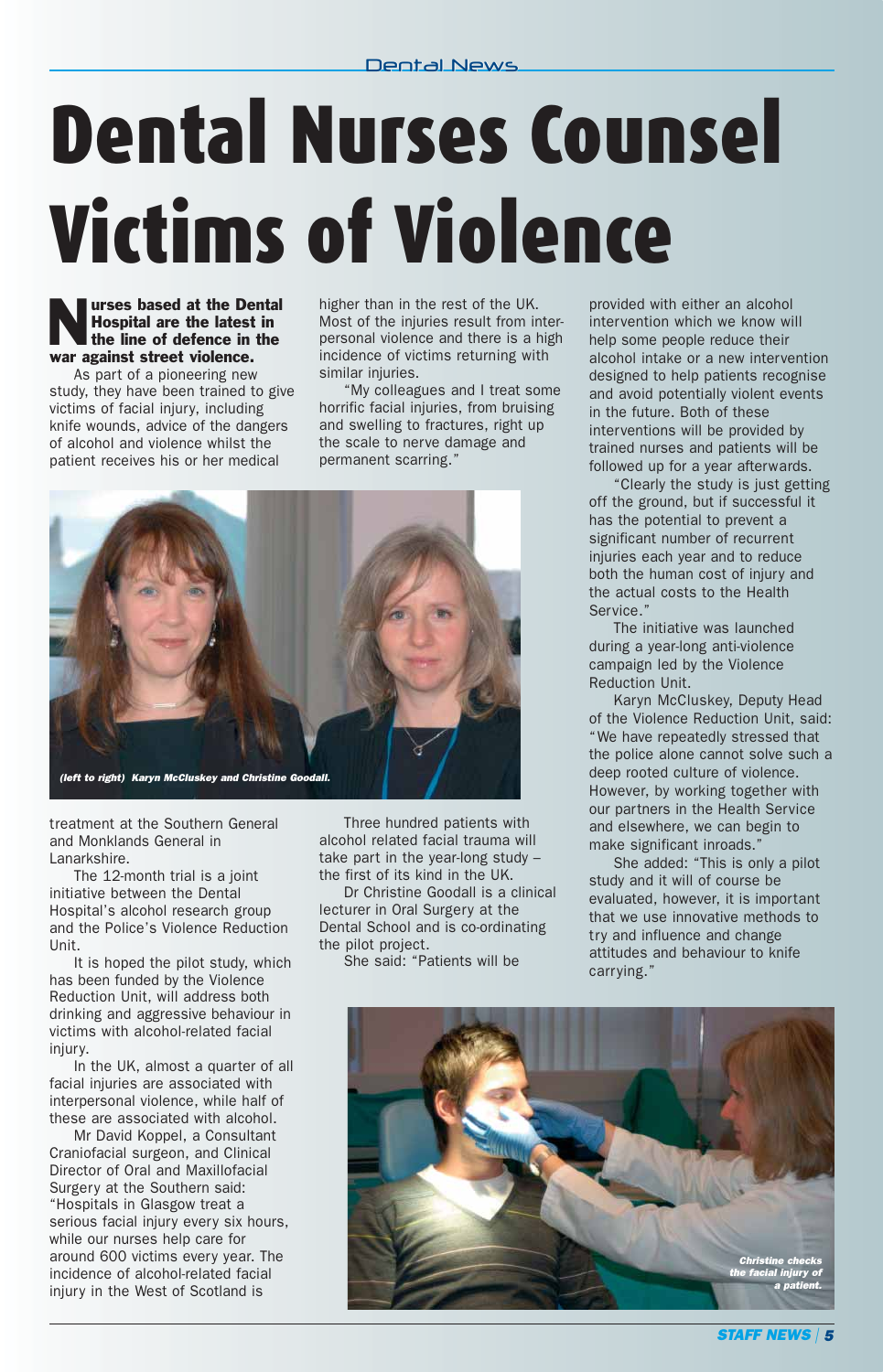# Dental Nurses Counsel Victims of Violence

**Nurses based at the Dental Hospital are the latest in the line of defence in the war against street violence.**

As part of a pioneering new study, they have been trained to give victims of facial injury, including knife wounds, advice of the dangers of alcohol and violence whilst the patient receives his or her medical treatment at the Southern General and Monklands General in Lanarkshire.

The 12-month trial is a joint initiative between the Dental Hospital's alcohol research group and the Police's Violence Reduction Unit.

It is hoped the pilot study, which has been funded by the Violence Reduction Unit, will address both drinking and aggressive behaviour in victims with alcohol-related facial injury.

In the UK, almost a quarter of all facial injuries are associated with interpersonal violence, while half of these are associated with alcohol.

Mr David Koppel, a Consultant Craniofacial surgeon, and Clinical Director of Oral and Maxillofacial Surgery at the Southern said: "Hospitals in Glasgow treat a serious facial injury every six hours, while our nurses help care for around 600 victims every year. The incidence of alcohol-related facial injury in the West of Scotland is higher than in the rest of the UK. Most of the injuries result from inter-personal violence and there is a high incidence of victims returning with similar injuries.

"My colleagues and I treat some horrific facial injuries, from bruising and swelling to fractures, right up the scale to nerve damage and permanent scarring."

*(left to right) Karyn McCluskey and Christine Goodall.*

Three hundred patients with alcohol related facial trauma will take part in the year-long study – the first of its kind in the UK.

Dr Christine Goodall is a clinical lecturer in Oral Surgery at the Dental School and is co-ordinating the pilot project.

She said: "Patients will be provided with either an alcohol intervention which we know will help some people reduce their alcohol intake or a new intervention designed to help patients recognise and avoid potentially violent events in the future. Both of these interventions will be provided by trained nurses and patients will be followed up for a year afterwards.

"Clearly the study is just getting off the ground, but if successful it has the potential to prevent a significant number of recurrent injuries each year and to reduce both the human cost of injury and the actual costs to the Health Service."

The initiative was launched during a year-long anti-violence campaign led by the Violence Reduction Unit.

Karyn McCluskey, Deputy Head of the Violence Reduction Unit, said: "We have repeatedly stressed that the police alone cannot solve such a deep rooted culture of violence. However, by working together with our partners in the Health Service and elsewhere, we can begin to make significant inroads."

She added: "This is only a pilot study and it will of course be evaluated, however, it is important that we use innovative methods to try and influence and change attitudes and behaviour to knife carrying."

*Christine checks the facial injury of a patient.*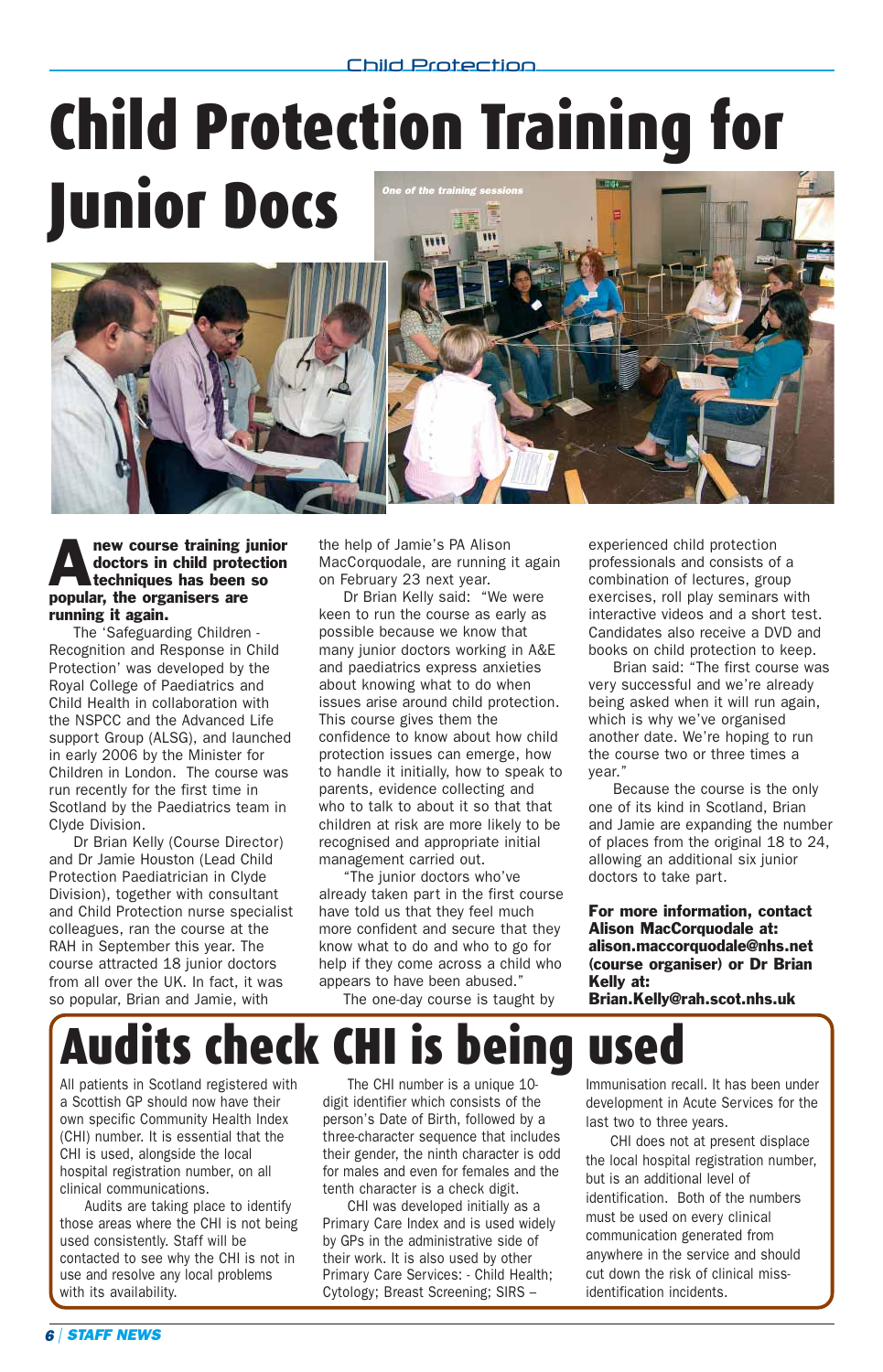# Child Protection Training for Junior Docs

One of the training sessions

**A new course training junior doctors in child protection techniques has been so popular, the organisers are running it again.**

The 'Safeguarding Children - Recognition and Response in Child Protection' was developed by the Royal College of Paediatrics and Child Health in collaboration with the NSPCC and the Advanced Life support Group (ALSG), and launched in early 2006 by the Minister for Children in London. The course was run recently for the first time in Scotland by the Paediatrics team in Clyde Division.

Dr Brian Kelly (Course Director) and Dr Jamie Houston (Lead Child Protection Paediatrician in Clyde Division), together with consultant and Child Protection nurse specialist colleagues, ran the course at the RAH in September this year. The course attracted 18 junior doctors from all over the UK. In fact, it was so popular, Brian and Jamie, with the help of Jamie's PA Alison MacCorquodale, are running it again on February 23 next year.

Dr Brian Kelly said: "We were keen to run the course as early as possible because we know that many junior doctors working in A&E and paediatrics express anxieties about knowing what to do when issues arise around child protection. This course gives them the confidence to know about how child protection issues can emerge, how to handle it initially, how to speak to parents, evidence collecting and who to talk to about it so that that children at risk are more likely to be recognised and appropriate initial management carried out.

"The junior doctors who've already taken part in the first course have told us that they feel much more confident and secure that they know what to do and who to go for help if they come across a child who appears to have been abused."

The one-day course is taught by experienced child protection professionals and consists of a combination of lectures, group exercises, roll play seminars with interactive videos and a short test. Candidates also receive a DVD and books on child protection to keep.

Brian said: "The first course was very successful and we're already being asked when it will run again, which is why we've organised another date. We're hoping to run the course two or three times a year."

Because the course is the only one of its kind in Scotland, Brian and Jamie are expanding the number of places from the original 18 to 24, allowing an additional six junior doctors to take part.

**For more information, contact Alison MacCorquodale at: alison.maccorquodale@nhs.net (course organiser) or Dr Brian Kelly at: Brian.Kelly@rah.scot.nhs.uk**

# Audits check CHI is being used

All patients in Scotland registered with a Scottish GP should now have their own specific Community Health Index (CHI) number. It is essential that the CHI is used, alongside the local hospital registration number, on all clinical communications.

Audits are taking place to identify those areas where the CHI is not being used consistently. Staff will be contacted to see why the CHI is not in use and resolve any local problems with its availability.

The CHI number is a unique 10-digit identifier which consists of the person's Date of Birth, followed by a three-character sequence that includes their gender, the ninth character is odd for males and even for females and the tenth character is a check digit.

CHI was developed initially as a Primary Care Index and is used widely by GPs in the administrative side of their work. It is also used by other Primary Care Services: - Child Health; Cytology; Breast Screening; SIRS – Immunisation recall. It has been under development in Acute Services for the last two to three years.

CHI does not at present displace the local hospital registration number, but is an additional level of identification. Both of the numbers must be used on every clinical communication generated from anywhere in the service and should cut down the risk of clinical miss-identification incidents.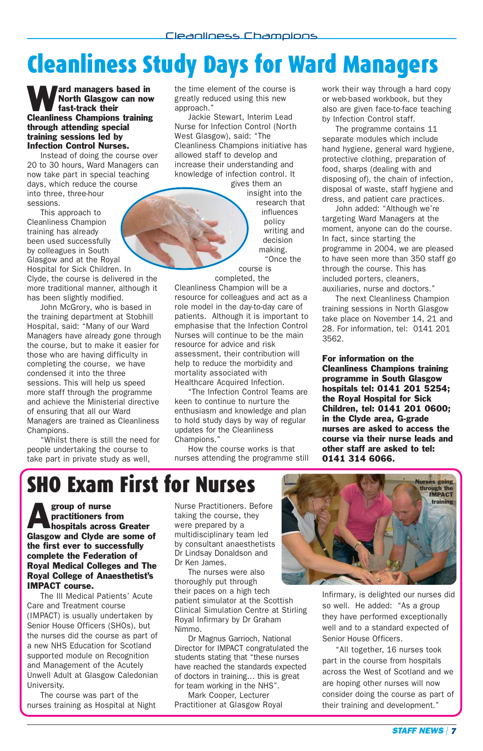# Cleanliness Study Days for Ward Managers

**Ward managers based in North Glasgow can now fast-track their Cleanliness Champions training through attending special training sessions led by Infection Control Nurses.**

Instead of doing the course over 20 to 30 hours, Ward Managers can now take part in special teaching days, which reduce the course into three, three-hour sessions.

This approach to Cleanliness Champion training has already been used successfully by colleagues in South Glasgow and at the Royal Hospital for Sick Children. In Clyde, the course is delivered in the more traditional manner, although it has been slightly modified.

John McGrory, who is based in the training department at Stobhill Hospital, said: "Many of our Ward Managers have already gone through the course, but to make it easier for those who are having difficulty in completing the course, we have condensed it into the three sessions. This will help us speed more staff through the programme and achieve the Ministerial directive of ensuring that all our Ward Managers are trained as Cleanliness Champions.

"Whilst there is still the need for people undertaking the course to take part in private study as well, the time element of the course is greatly reduced using this new approach."

Jackie Stewart, Interim Lead Nurse for Infection Control (North West Glasgow), said: "The Cleanliness Champions initiative has allowed staff to develop and increase their understanding and knowledge of infection control. It gives them an insight into the research that influences policy writing and decision making.

"Once the course is completed, the Cleanliness Champion will be a resource for colleagues and act as a role model in the day-to-day care of patients. Although it is important to emphasise that the Infection Control Nurses will continue to be the main resource for advice and risk assessment, their contribution will help to reduce the morbidity and mortality associated with Healthcare Acquired Infection.

"The Infection Control Teams are keen to continue to nurture the enthusiasm and knowledge and plan to hold study days by way of regular updates for the Cleanliness Champions."

How the course works is that nurses attending the programme still work their way through a hard copy or web-based workbook, but they also are given face-to-face teaching by Infection Control staff.

The programme contains 11 separate modules which include hand hygiene, general ward hygiene, protective clothing, preparation of food, sharps (dealing with and disposing of), the chain of infection, disposal of waste, staff hygiene and dress, and patient care practices.

John added: "Although we're targeting Ward Managers at the moment, anyone can do the course. In fact, since starting the programme in 2004, we are pleased to have seen more than 350 staff go through the course. This has included porters, cleaners, auxiliaries, nurse and doctors."

The next Cleanliness Champion training sessions in North Glasgow take place on November 14, 21 and 28. For information, tel: 0141 201 3562.

**For information on the Cleanliness Champions training programme in South Glasgow hospitals tel: 0141 201 5254; the Royal Hospital for Sick Children, tel: 0141 201 0600; in the Clyde area, G-grade nurses are asked to access the course via their nurse leads and other staff are asked to tel: 0141 314 6066.**

# SHO Exam First for Nurses

**A group of nurse practitioners from hospitals across Greater Glasgow and Clyde are some of the first ever to successfully complete the Federation of Royal Medical Colleges and The Royal College of Anaesthetist's IMPACT course.**

The Ill Medical Patients' Acute Care and Treatment course (IMPACT) is usually undertaken by Senior House Officers (SHOs), but the nurses did the course as part of a new NHS Education for Scotland supported module on Recognition and Management of the Acutely Unwell Adult at Glasgow Caledonian University.

The course was part of the nurses training as Hospital at Night Nurse Practitioners. Before taking the course, they were prepared by a multidisciplinary team led by consultant anaesthetists Dr Lindsay Donaldson and Dr Ken James.

The nurses were also thoroughly put through their paces on a high tech patient simulator at the Scottish Clinical Simulation Centre at Stirling Royal Infirmary by Dr Graham Nimmo.

Dr Magnus Garrioch, National Director for IMPACT congratulated the students stating that "these nurses have reached the standards expected of doctors in training… this is great for team working in the NHS".

Mark Cooper, Lecturer Practitioner at Glasgow Royal Infirmary, is delighted our nurses did so well. He added: "As a group they have performed exceptionally well and to a standard expected of Senior House Officers.

"All together, 16 nurses took part in the course from hospitals across the West of Scotland and we are hoping other nurses will now consider doing the course as part of their training and development."

Nurses going through the IMPACT training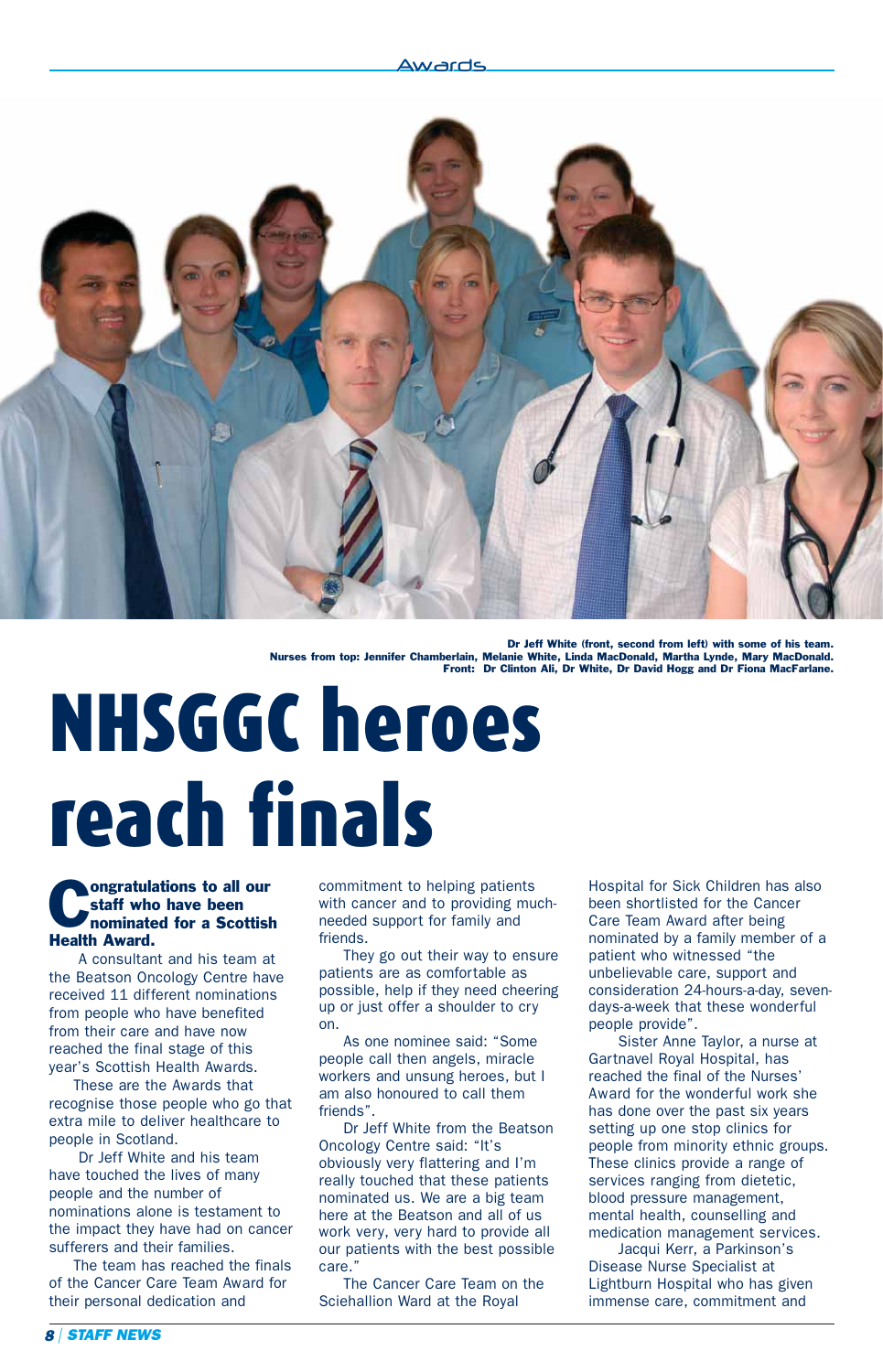Dr Jeff White (front, second from left) with some of his team.
Nurses from top: Jennifer Chamberlain, Melanie White, Linda MacDonald, Martha Lynde, Mary MacDonald.
Front: Dr Clinton Ali, Dr White, Dr David Hogg and Dr Fiona MacFarlane.

# NHSGGC heroes reach finals

**Congratulations to all our staff who have been nominated for a Scottish Health Award.**

A consultant and his team at the Beatson Oncology Centre have received 11 different nominations from people who have benefited from their care and have now reached the final stage of this year's Scottish Health Awards.

These are the Awards that recognise those people who go that extra mile to deliver healthcare to people in Scotland.

Dr Jeff White and his team have touched the lives of many people and the number of nominations alone is testament to the impact they have had on cancer sufferers and their families.

The team has reached the finals of the Cancer Care Team Award for their personal dedication and commitment to helping patients with cancer and to providing much-needed support for family and friends.

They go out their way to ensure patients are as comfortable as possible, help if they need cheering up or just offer a shoulder to cry on.

As one nominee said: "Some people call then angels, miracle workers and unsung heroes, but I am also honoured to call them friends".

Dr Jeff White from the Beatson Oncology Centre said: "It's obviously very flattering and I'm really touched that these patients nominated us. We are a big team here at the Beatson and all of us work very, very hard to provide all our patients with the best possible care."

The Cancer Care Team on the Sciehallion Ward at the Royal Hospital for Sick Children has also been shortlisted for the Cancer Care Team Award after being nominated by a family member of a patient who witnessed "the unbelievable care, support and consideration 24-hours-a-day, seven-days-a-week that these wonderful people provide".

Sister Anne Taylor, a nurse at Gartnavel Royal Hospital, has reached the final of the Nurses' Award for the wonderful work she has done over the past six years setting up one stop clinics for people from minority ethnic groups. These clinics provide a range of services ranging from dietetic, blood pressure management, mental health, counselling and medication management services.

Jacqui Kerr, a Parkinson's Disease Nurse Specialist at Lightburn Hospital who has given immense care, commitment and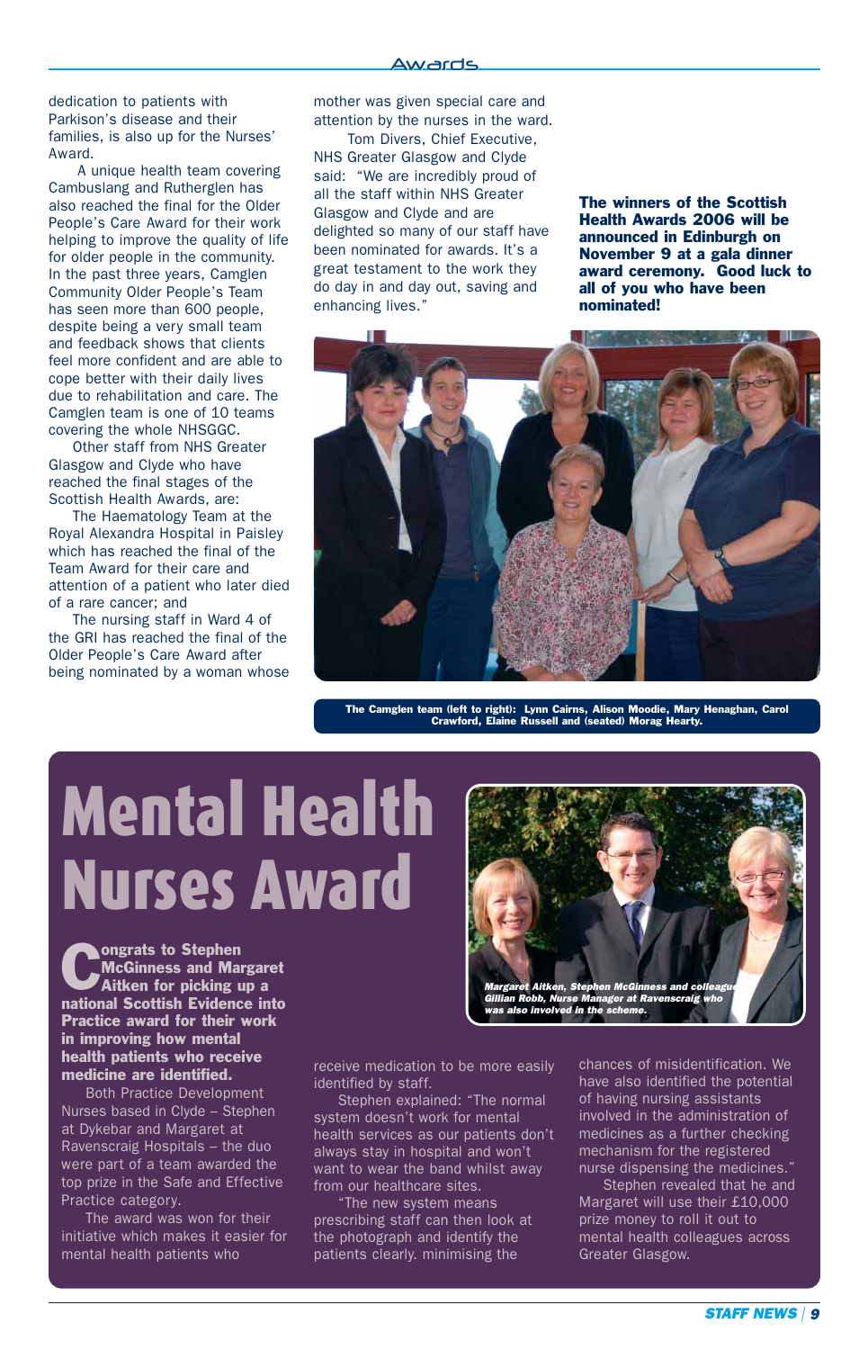dedication to patients with Parkison's disease and their families, is also up for the Nurses' Award.

A unique health team covering Cambuslang and Rutherglen has also reached the final for the Older People's Care Award for their work helping to improve the quality of life for older people in the community. In the past three years, Camglen Community Older People's Team has seen more than 600 people, despite being a very small team and feedback shows that clients feel more confident and are able to cope better with their daily lives due to rehabilitation and care. The Camglen team is one of 10 teams covering the whole NHSGGC.

Other staff from NHS Greater Glasgow and Clyde who have reached the final stages of the Scottish Health Awards, are:

The Haematology Team at the Royal Alexandra Hospital in Paisley which has reached the final of the Team Award for their care and attention of a patient who later died of a rare cancer; and

The nursing staff in Ward 4 of the GRI has reached the final of the Older People's Care Award after being nominated by a woman whose mother was given special care and attention by the nurses in the ward.

Tom Divers, Chief Executive, NHS Greater Glasgow and Clyde said: "We are incredibly proud of all the staff within NHS Greater Glasgow and Clyde and are delighted so many of our staff have been nominated for awards. It's a great testament to the work they do day in and day out, saving and enhancing lives."

**The winners of the Scottish Health Awards 2006 will be announced in Edinburgh on November 9 at a gala dinner award ceremony. Good luck to all of you who have been nominated!**

The Camglen team (left to right): Lynn Cairns, Alison Moodie, Mary Henaghan, Carol Crawford, Elaine Russell and (seated) Morag Hearty.

# Mental Health Nurses Award

**Congrats to Stephen McGinness and Margaret Aitken for picking up a national Scottish Evidence into Practice award for their work in improving how mental health patients who receive medicine are identified.**

*Margaret Aitken, Stephen McGinness and colleague Gillian Robb, Nurse Manager at Ravenscraig who was also involved in the scheme.*

Both Practice Development Nurses based in Clyde – Stephen at Dykebar and Margaret at Ravenscraig Hospitals – the duo were part of a team awarded the top prize in the Safe and Effective Practice category.

The award was won for their initiative which makes it easier for mental health patients who receive medication to be more easily identified by staff.

Stephen explained: "The normal system doesn't work for mental health services as our patients don't always stay in hospital and won't want to wear the band whilst away from our healthcare sites.

"The new system means prescribing staff can then look at the photograph and identify the patients clearly. minimising the chances of misidentification. We have also identified the potential of having nursing assistants involved in the administration of medicines as a further checking mechanism for the registered nurse dispensing the medicines."

Stephen revealed that he and Margaret will use their £10,000 prize money to roll it out to mental health colleagues across Greater Glasgow.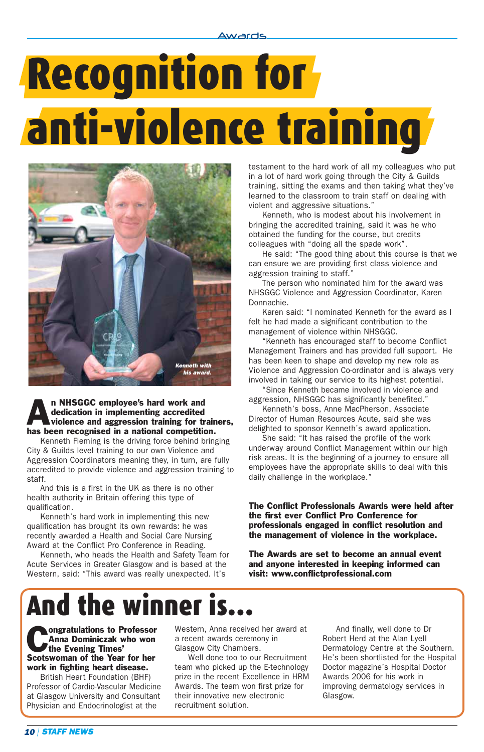Awards

# Recognition for anti-violence training

Kenneth with his award.

**An NHSGGC employee's hard work and dedication in implementing accredited violence and aggression training for trainers, has been recognised in a national competition.**

Kenneth Fleming is the driving force behind bringing City & Guilds level training to our own Violence and Aggression Coordinators meaning they, in turn, are fully accredited to provide violence and aggression training to staff.

And this is a first in the UK as there is no other health authority in Britain offering this type of qualification.

Kenneth's hard work in implementing this new qualification has brought its own rewards: he was recently awarded a Health and Social Care Nursing Award at the Conflict Pro Conference in Reading.

Kenneth, who heads the Health and Safety Team for Acute Services in Greater Glasgow and is based at the Western, said: "This award was really unexpected. It's testament to the hard work of all my colleagues who put in a lot of hard work going through the City & Guilds training, sitting the exams and then taking what they've learned to the classroom to train staff on dealing with violent and aggressive situations."

Kenneth, who is modest about his involvement in bringing the accredited training, said it was he who obtained the funding for the course, but credits colleagues with "doing all the spade work".

He said: "The good thing about this course is that we can ensure we are providing first class violence and aggression training to staff."

The person who nominated him for the award was NHSGGC Violence and Aggression Coordinator, Karen Donnachie.

Karen said: "I nominated Kenneth for the award as I felt he had made a significant contribution to the management of violence within NHSGGC.

"Kenneth has encouraged staff to become Conflict Management Trainers and has provided full support. He has been keen to shape and develop my new role as Violence and Aggression Co-ordinator and is always very involved in taking our service to its highest potential.

"Since Kenneth became involved in violence and aggression, NHSGGC has significantly benefited."

Kenneth's boss, Anne MacPherson, Associate Director of Human Resources Acute, said she was delighted to sponsor Kenneth's award application.

She said: "It has raised the profile of the work underway around Conflict Management within our high risk areas. It is the beginning of a journey to ensure all employees have the appropriate skills to deal with this daily challenge in the workplace."

**The Conflict Professionals Awards were held after the first ever Conflict Pro Conference for professionals engaged in conflict resolution and the management of violence in the workplace.**

**The Awards are set to become an annual event and anyone interested in keeping informed can visit: www.conflictprofessional.com**

# And the winner is...

**Congratulations to Professor Anna Dominiczak who won the Evening Times' Scotswoman of the Year for her work in fighting heart disease.**

British Heart Foundation (BHF) Professor of Cardio-Vascular Medicine at Glasgow University and Consultant Physician and Endocrinologist at the Western, Anna received her award at a recent awards ceremony in Glasgow City Chambers.

Well done too to our Recruitment team who picked up the E-technology prize in the recent Excellence in HRM Awards. The team won first prize for their innovative new electronic recruitment solution.

And finally, well done to Dr Robert Herd at the Alan Lyell Dermatology Centre at the Southern. He's been shortlisted for the Hospital Doctor magazine's Hospital Doctor Awards 2006 for his work in improving dermatology services in Glasgow.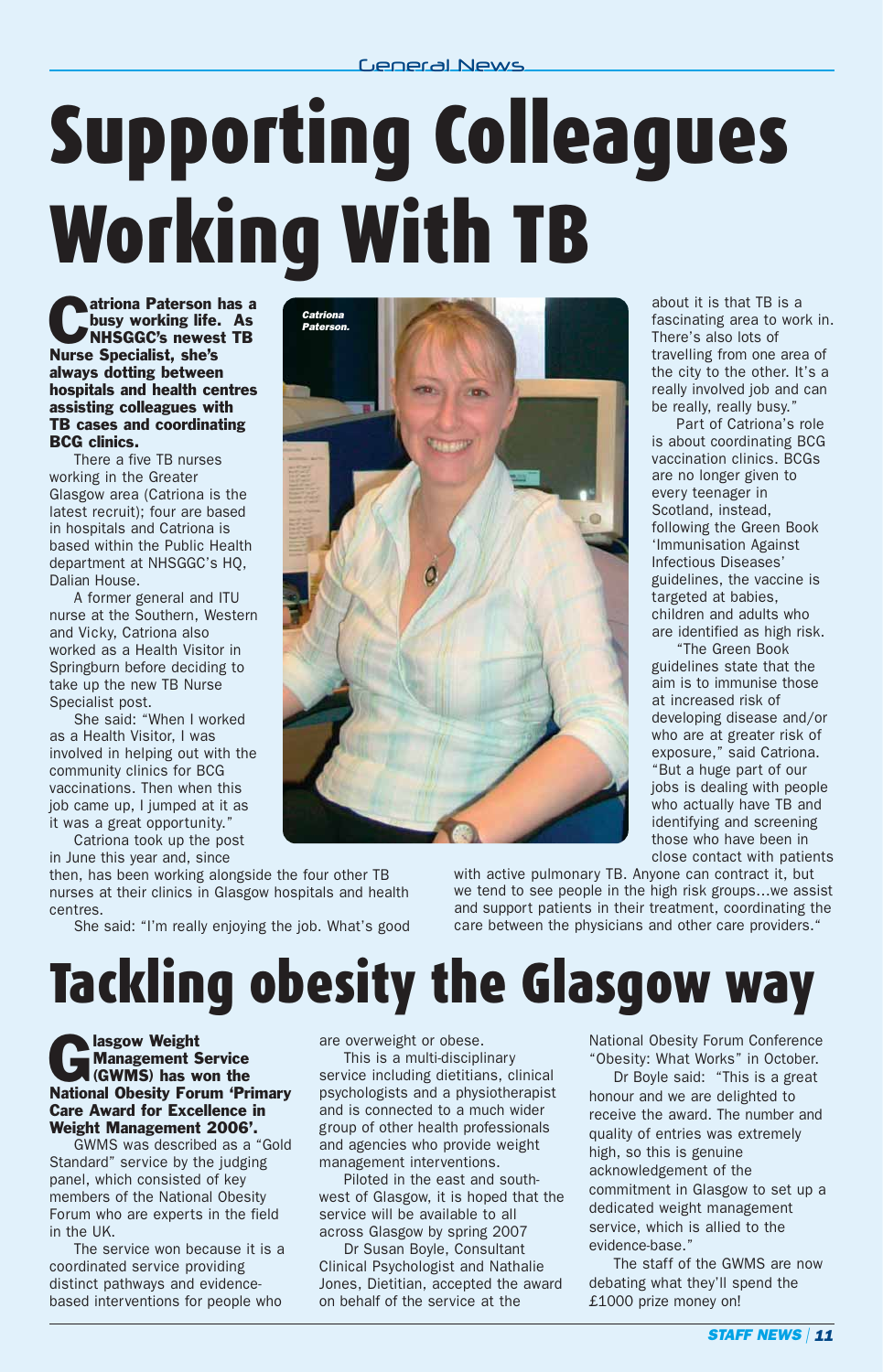# Supporting Colleagues Working With TB

**Catriona Paterson has a busy working life. As NHSGGC's newest TB Nurse Specialist, she's always dotting between hospitals and health centres assisting colleagues with TB cases and coordinating BCG clinics.**

There a five TB nurses working in the Greater Glasgow area (Catriona is the latest recruit); four are based in hospitals and Catriona is based within the Public Health department at NHSGGC's HQ, Dalian House.

A former general and ITU nurse at the Southern, Western and Vicky, Catriona also worked as a Health Visitor in Springburn before deciding to take up the new TB Nurse Specialist post.

She said: "When I worked as a Health Visitor, I was involved in helping out with the community clinics for BCG vaccinations. Then when this job came up, I jumped at it as it was a great opportunity."

Catriona took up the post in June this year and, since then, has been working alongside the four other TB nurses at their clinics in Glasgow hospitals and health centres.

She said: "I'm really enjoying the job. What's good about it is that TB is a fascinating area to work in. There's also lots of travelling from one area of the city to the other. It's a really involved job and can be really, really busy."

*Catriona Paterson.*

Part of Catriona's role is about coordinating BCG vaccination clinics. BCGs are no longer given to every teenager in Scotland, instead, following the Green Book 'Immunisation Against Infectious Diseases' guidelines, the vaccine is targeted at babies, children and adults who are identified as high risk.

"The Green Book guidelines state that the aim is to immunise those at increased risk of developing disease and/or who are at greater risk of exposure," said Catriona. "But a huge part of our jobs is dealing with people who actually have TB and identifying and screening those who have been in close contact with patients with active pulmonary TB. Anyone can contract it, but we tend to see people in the high risk groups…we assist and support patients in their treatment, coordinating the care between the physicians and other care providers."

# Tackling obesity the Glasgow way

**Glasgow Weight Management Service (GWMS) has won the National Obesity Forum 'Primary Care Award for Excellence in Weight Management 2006'.**

GWMS was described as a "Gold Standard" service by the judging panel, which consisted of key members of the National Obesity Forum who are experts in the field in the UK.

The service won because it is a coordinated service providing distinct pathways and evidence-based interventions for people who are overweight or obese.

This is a multi-disciplinary service including dietitians, clinical psychologists and a physiotherapist and is connected to a much wider group of other health professionals and agencies who provide weight management interventions.

Piloted in the east and south-west of Glasgow, it is hoped that the service will be available to all across Glasgow by spring 2007

Dr Susan Boyle, Consultant Clinical Psychologist and Nathalie Jones, Dietitian, accepted the award on behalf of the service at the National Obesity Forum Conference "Obesity: What Works" in October.

Dr Boyle said: "This is a great honour and we are delighted to receive the award. The number and quality of entries was extremely high, so this is genuine acknowledgement of the commitment in Glasgow to set up a dedicated weight management service, which is allied to the evidence-base."

The staff of the GWMS are now debating what they'll spend the £1000 prize money on!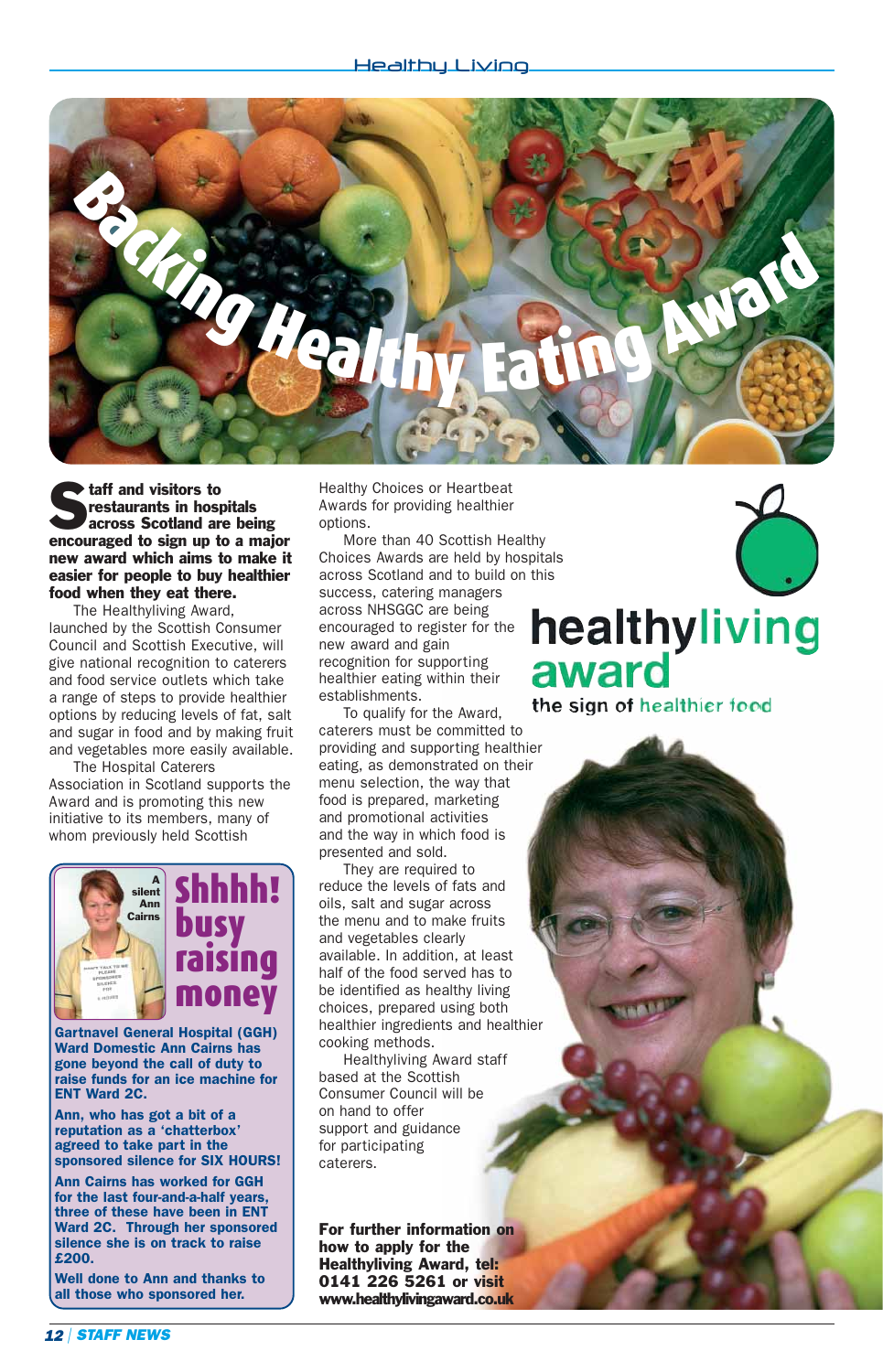# Backing Healthy Eating Award

**Staff and visitors to restaurants in hospitals across Scotland are being encouraged to sign up to a major new award which aims to make it easier for people to buy healthier food when they eat there.**

The Healthyliving Award, launched by the Scottish Consumer Council and Scottish Executive, will give national recognition to caterers and food service outlets which take a range of steps to provide healthier options by reducing levels of fat, salt and sugar in food and by making fruit and vegetables more easily available.

The Hospital Caterers Association in Scotland supports the Award and is promoting this new initiative to its members, many of whom previously held Scottish Healthy Choices or Heartbeat Awards for providing healthier options.

More than 40 Scottish Healthy Choices Awards are held by hospitals across Scotland and to build on this success, catering managers across NHSGGC are being encouraged to register for the new award and gain recognition for supporting healthier eating within their establishments.

To qualify for the Award, caterers must be committed to providing and supporting healthier eating, as demonstrated on their menu selection, the way that food is prepared, marketing and promotional activities and the way in which food is presented and sold.

They are required to reduce the levels of fats and oils, salt and sugar across the menu and to make fruits and vegetables clearly available. In addition, at least half of the food served has to be identified as healthy living choices, prepared using both healthier ingredients and healthier cooking methods.

Healthyliving Award staff based at the Scottish Consumer Council will be on hand to offer support and guidance for participating caterers.

**For further information on how to apply for the Healthyliving Award, tel: 0141 226 5261 or visit www.healthylivingaward.co.uk**

**healthyliving award**
the sign of healthier food

## Shhhh! busy raising money

A silent Ann Cairns

**Gartnavel General Hospital (GGH) Ward Domestic Ann Cairns has gone beyond the call of duty to raise funds for an ice machine for ENT Ward 2C.**

**Ann, who has got a bit of a reputation as a 'chatterbox' agreed to take part in the sponsored silence for SIX HOURS!**

**Ann Cairns has worked for GGH for the last four-and-a-half years, three of these have been in ENT Ward 2C. Through her sponsored silence she is on track to raise £200.**

**Well done to Ann and thanks to all those who sponsored her.**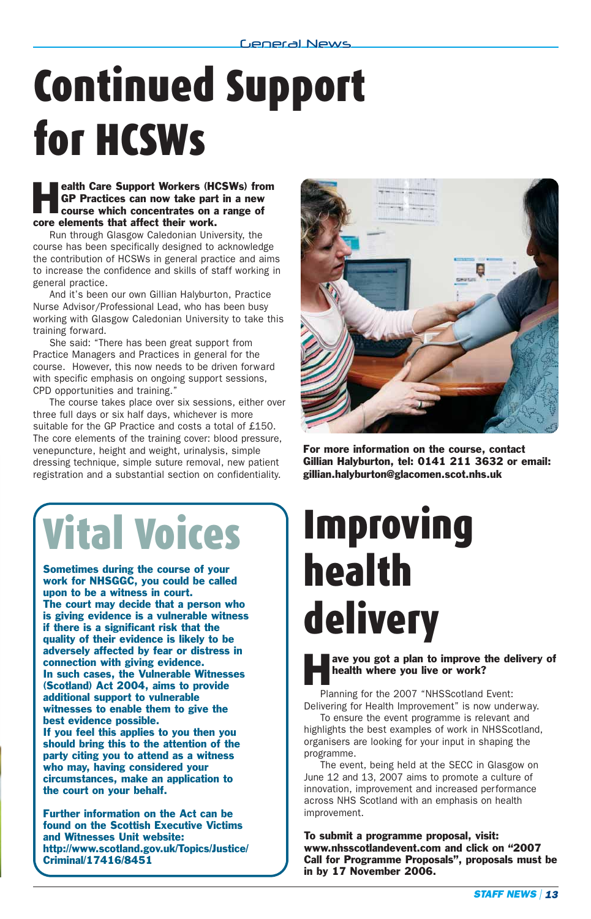# Continued Support for HCSWs

**Health Care Support Workers (HCSWs) from GP Practices can now take part in a new course which concentrates on a range of core elements that affect their work.**

Run through Glasgow Caledonian University, the course has been specifically designed to acknowledge the contribution of HCSWs in general practice and aims to increase the confidence and skills of staff working in general practice.

And it's been our own Gillian Halyburton, Practice Nurse Advisor/Professional Lead, who has been busy working with Glasgow Caledonian University to take this training forward.

She said: "There has been great support from Practice Managers and Practices in general for the course. However, this now needs to be driven forward with specific emphasis on ongoing support sessions, CPD opportunities and training."

The course takes place over six sessions, either over three full days or six half days, whichever is more suitable for the GP Practice and costs a total of £150. The core elements of the training cover: blood pressure, venepuncture, height and weight, urinalysis, simple dressing technique, simple suture removal, new patient registration and a substantial section on confidentiality.

**For more information on the course, contact Gillian Halyburton, tel: 0141 211 3632 or email: gillian.halyburton@glacomen.scot.nhs.uk**

## Vital Voices

**Sometimes during the course of your work for NHSGGC, you could be called upon to be a witness in court.**

**The court may decide that a person who is giving evidence is a vulnerable witness if there is a significant risk that the quality of their evidence is likely to be adversely affected by fear or distress in connection with giving evidence.**

**In such cases, the Vulnerable Witnesses (Scotland) Act 2004, aims to provide additional support to vulnerable witnesses to enable them to give the best evidence possible.**

**If you feel this applies to you then you should bring this to the attention of the party citing you to attend as a witness who may, having considered your circumstances, make an application to the court on your behalf.**

**Further information on the Act can be found on the Scottish Executive Victims and Witnesses Unit website: http://www.scotland.gov.uk/Topics/Justice/Criminal/17416/8451**

# Improving health delivery

**Have you got a plan to improve the delivery of health where you live or work?**

Planning for the 2007 "NHSScotland Event: Delivering for Health Improvement" is now underway.

To ensure the event programme is relevant and highlights the best examples of work in NHSScotland, organisers are looking for your input in shaping the programme.

The event, being held at the SECC in Glasgow on June 12 and 13, 2007 aims to promote a culture of innovation, improvement and increased performance across NHS Scotland with an emphasis on health improvement.

**To submit a programme proposal, visit: www.nhsscotlandevent.com and click on "2007 Call for Programme Proposals", proposals must be in by 17 November 2006.**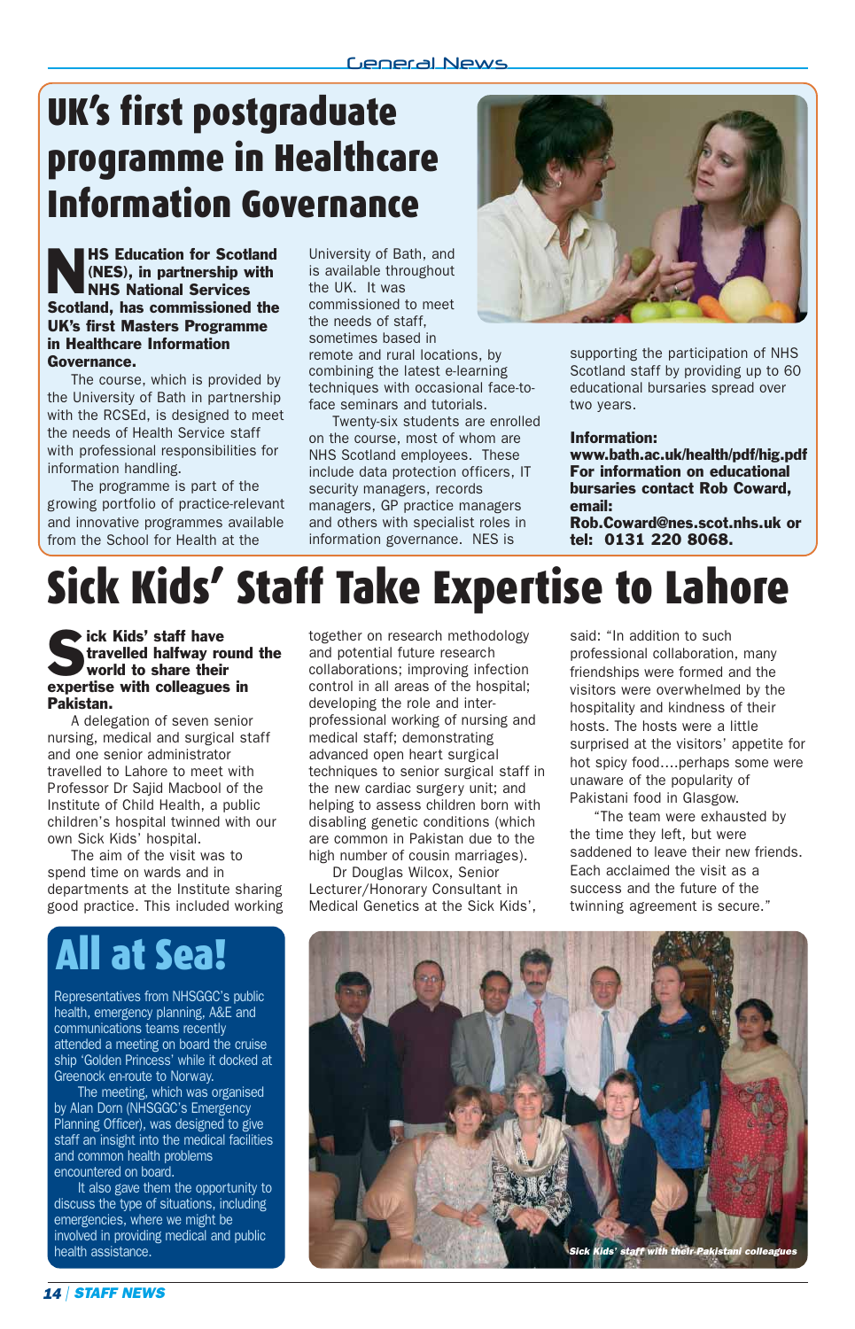# UK's first postgraduate programme in Healthcare Information Governance

**NHS Education for Scotland (NES), in partnership with NHS National Services Scotland, has commissioned the UK's first Masters Programme in Healthcare Information Governance.**

The course, which is provided by the University of Bath in partnership with the RCSEd, is designed to meet the needs of Health Service staff with professional responsibilities for information handling.

The programme is part of the growing portfolio of practice-relevant and innovative programmes available from the School for Health at the University of Bath, and is available throughout the UK. It was commissioned to meet the needs of staff, sometimes based in remote and rural locations, by combining the latest e-learning techniques with occasional face-to-face seminars and tutorials.

Twenty-six students are enrolled on the course, most of whom are NHS Scotland employees. These include data protection officers, IT security managers, records managers, GP practice managers and others with specialist roles in information governance. NES is supporting the participation of NHS Scotland staff by providing up to 60 educational bursaries spread over two years.

**Information: www.bath.ac.uk/health/pdf/hig.pdf**
**For information on educational bursaries contact Rob Coward, email: Rob.Coward@nes.scot.nhs.uk or tel: 0131 220 8068.**

# Sick Kids' Staff Take Expertise to Lahore

**Sick Kids' staff have travelled halfway round the world to share their expertise with colleagues in Pakistan.**

A delegation of seven senior nursing, medical and surgical staff and one senior administrator travelled to Lahore to meet with Professor Sajid Macbool of the Institute of Child Health, a public children's hospital twinned with our own Sick Kids' hospital.

The aim of the visit was to spend time on wards and in departments at the Institute sharing good practice. This included working together on research methodology and potential future research collaborations; improving infection control in all areas of the hospital; developing the role and inter-professional working of nursing and medical staff; demonstrating advanced open heart surgical techniques to senior surgical staff in the new cardiac surgery unit; and helping to assess children born with disabling genetic conditions (which are common in Pakistan due to the high number of cousin marriages).

Dr Douglas Wilcox, Senior Lecturer/Honorary Consultant in Medical Genetics at the Sick Kids', said: "In addition to such professional collaboration, many friendships were formed and the visitors were overwhelmed by the hospitality and kindness of their hosts. The hosts were a little surprised at the visitors' appetite for hot spicy food....perhaps some were unaware of the popularity of Pakistani food in Glasgow.

"The team were exhausted by the time they left, but were saddened to leave their new friends. Each acclaimed the visit as a success and the future of the twinning agreement is secure."

*Sick Kids' staff with their Pakistani colleagues*

# All at Sea!

Representatives from NHSGGC's public health, emergency planning, A&E and communications teams recently attended a meeting on board the cruise ship 'Golden Princess' while it docked at Greenock en-route to Norway.

The meeting, which was organised by Alan Dorn (NHSGGC's Emergency Planning Officer), was designed to give staff an insight into the medical facilities and common health problems encountered on board.

It also gave them the opportunity to discuss the type of situations, including emergencies, where we might be involved in providing medical and public health assistance.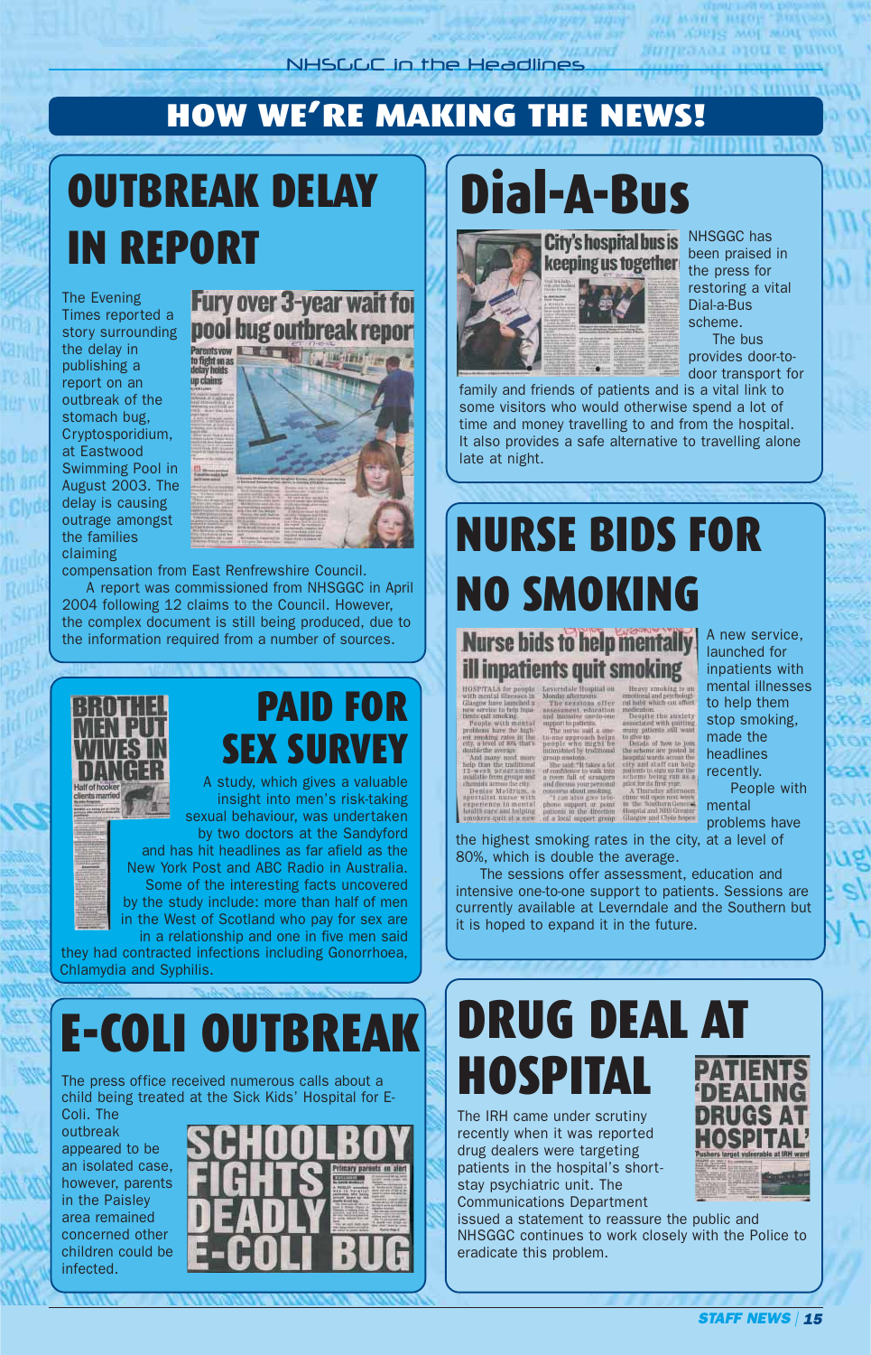# HOW WE'RE MAKING THE NEWS!

## OUTBREAK DELAY IN REPORT

Fury over 3-year wait for pool bug outbreak report

The Evening Times reported a story surrounding the delay in publishing a report on an outbreak of the stomach bug, Cryptosporidium, at Eastwood Swimming Pool in August 2003. The delay is causing outrage amongst the families claiming compensation from East Renfrewshire Council.

A report was commissioned from NHSGGC in April 2004 following 12 claims to the Council. However, the complex document is still being produced, due to the information required from a number of sources.

## Dial-A-Bus

City's hospital bus is keeping us together

NHSGGC has been praised in the press for restoring a vital Dial-a-Bus scheme.

The bus provides door-to-door transport for family and friends of patients and is a vital link to some visitors who would otherwise spend a lot of time and money travelling to and from the hospital. It also provides a safe alternative to travelling alone late at night.

## PAID FOR SEX SURVEY

BROTHEL MEN PUT WIVES IN DANGER

A study, which gives a valuable insight into men's risk-taking sexual behaviour, was undertaken by two doctors at the Sandyford and has hit headlines as far afield as the New York Post and ABC Radio in Australia.

Some of the interesting facts uncovered by the study include: more than half of men in the West of Scotland who pay for sex are in a relationship and one in five men said they had contracted infections including Gonorrhoea, Chlamydia and Syphilis.

## NURSE BIDS FOR NO SMOKING

Nurse bids to help mentally ill inpatients quit smoking

A new service, launched for inpatients with mental illnesses to help them stop smoking, made the headlines recently.

People with mental problems have the highest smoking rates in the city, at a level of 80%, which is double the average.

The sessions offer assessment, education and intensive one-to-one support to patients. Sessions are currently available at Leverndale and the Southern but it is hoped to expand it in the future.

## E-COLI OUTBREAK

SCHOOLBOY FIGHTS DEADLY E-COLI BUG

The press office received numerous calls about a child being treated at the Sick Kids' Hospital for E-Coli. The outbreak appeared to be an isolated case, however, parents in the Paisley area remained concerned other children could be infected.

## DRUG DEAL AT HOSPITAL

PATIENTS 'DEALING DRUGS AT HOSPITAL'

The IRH came under scrutiny recently when it was reported drug dealers were targeting patients in the hospital's short-stay psychiatric unit. The Communications Department issued a statement to reassure the public and NHSGGC continues to work closely with the Police to eradicate this problem.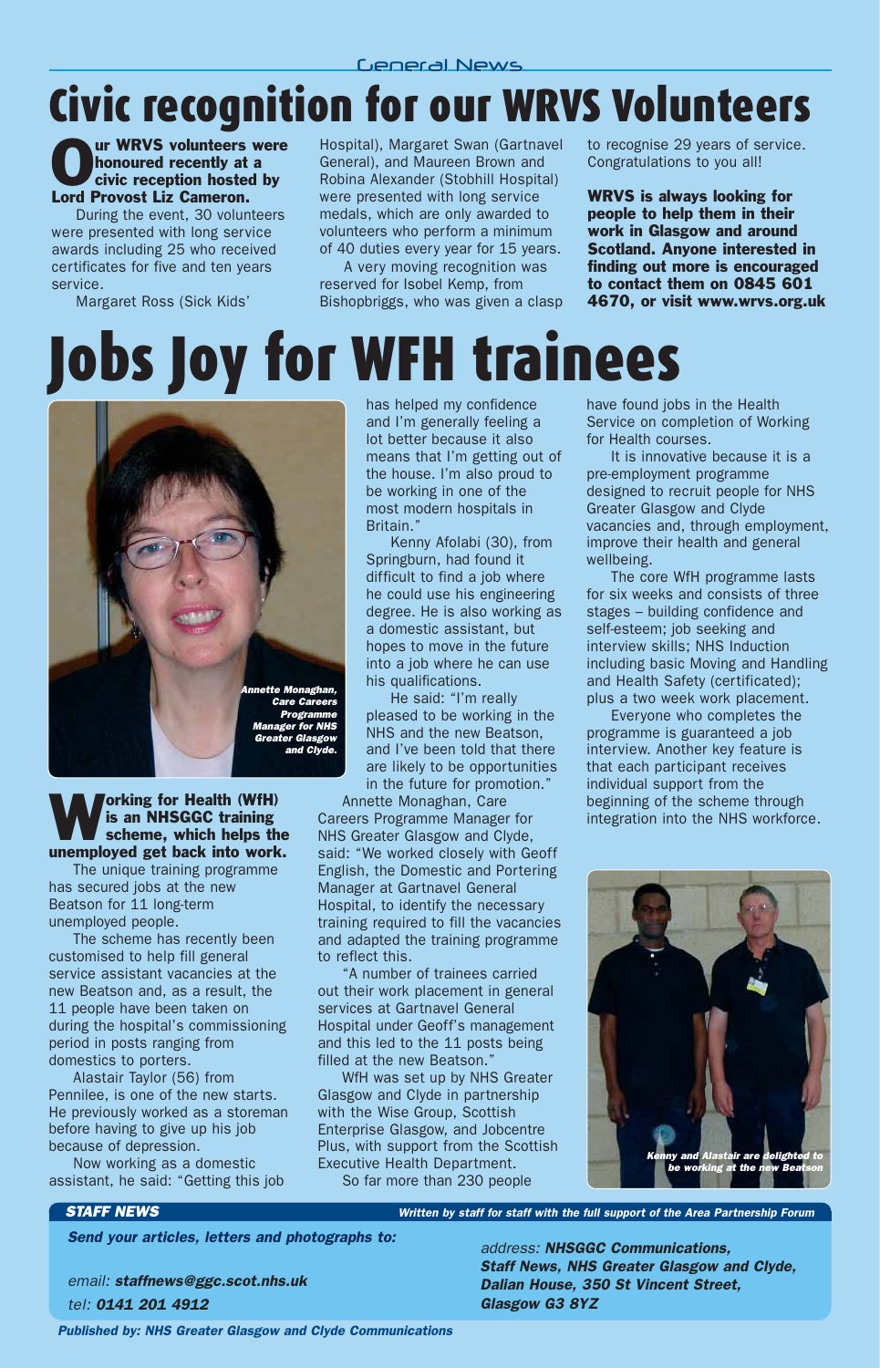# Civic recognition for our WRVS Volunteers

**Our WRVS volunteers were honoured recently at a civic reception hosted by Lord Provost Liz Cameron.**

During the event, 30 volunteers were presented with long service awards including 25 who received certificates for five and ten years service.

Margaret Ross (Sick Kids' Hospital), Margaret Swan (Gartnavel General), and Maureen Brown and Robina Alexander (Stobhill Hospital) were presented with long service medals, which are only awarded to volunteers who perform a minimum of 40 duties every year for 15 years.

A very moving recognition was reserved for Isobel Kemp, from Bishopbriggs, who was given a clasp to recognise 29 years of service. Congratulations to you all!

**WRVS is always looking for people to help them in their work in Glasgow and around Scotland. Anyone interested in finding out more is encouraged to contact them on 0845 601 4670, or visit www.wrvs.org.uk**

# Jobs Joy for WFH trainees

*Annette Monaghan, Care Careers Programme Manager for NHS Greater Glasgow and Clyde.*

**Working for Health (WfH) is an NHSGGC training scheme, which helps the unemployed get back into work.**

The unique training programme has secured jobs at the new Beatson for 11 long-term unemployed people.

The scheme has recently been customised to help fill general service assistant vacancies at the new Beatson and, as a result, the 11 people have been taken on during the hospital's commissioning period in posts ranging from domestics to porters.

Alastair Taylor (56) from Pennilee, is one of the new starts. He previously worked as a storeman before having to give up his job because of depression.

Now working as a domestic assistant, he said: "Getting this job has helped my confidence and I'm generally feeling a lot better because it also means that I'm getting out of the house. I'm also proud to be working in one of the most modern hospitals in Britain."

Kenny Afolabi (30), from Springburn, had found it difficult to find a job where he could use his engineering degree. He is also working as a domestic assistant, but hopes to move in the future into a job where he can use his qualifications.

He said: "I'm really pleased to be working in the NHS and the new Beatson, and I've been told that there are likely to be opportunities in the future for promotion."

Annette Monaghan, Care Careers Programme Manager for NHS Greater Glasgow and Clyde, said: "We worked closely with Geoff English, the Domestic and Portering Manager at Gartnavel General Hospital, to identify the necessary training required to fill the vacancies and adapted the training programme to reflect this.

"A number of trainees carried out their work placement in general services at Gartnavel General Hospital under Geoff's management and this led to the 11 posts being filled at the new Beatson."

WfH was set up by NHS Greater Glasgow and Clyde in partnership with the Wise Group, Scottish Enterprise Glasgow, and Jobcentre Plus, with support from the Scottish Executive Health Department.

So far more than 230 people have found jobs in the Health Service on completion of Working for Health courses.

It is innovative because it is a pre-employment programme designed to recruit people for NHS Greater Glasgow and Clyde vacancies and, through employment, improve their health and general wellbeing.

The core WfH programme lasts for six weeks and consists of three stages – building confidence and self-esteem; job seeking and interview skills; NHS Induction including basic Moving and Handling and Health Safety (certificated); plus a two week work placement.

Everyone who completes the programme is guaranteed a job interview. Another key feature is that each participant receives individual support from the beginning of the scheme through integration into the NHS workforce.

*Kenny and Alastair are delighted to be working at the new Beatson*

**STAFF NEWS** *Written by staff for staff with the full support of the Area Partnership Forum*

*Send your articles, letters and photographs to:*

*email:* ***staffnews@ggc.scot.nhs.uk***
*tel:* ***0141 201 4912***

*address:* ***NHSGGC Communications, Staff News, NHS Greater Glasgow and Clyde, Dalian House, 350 St Vincent Street, Glasgow G3 8YZ***

***Published by: NHS Greater Glasgow and Clyde Communications***